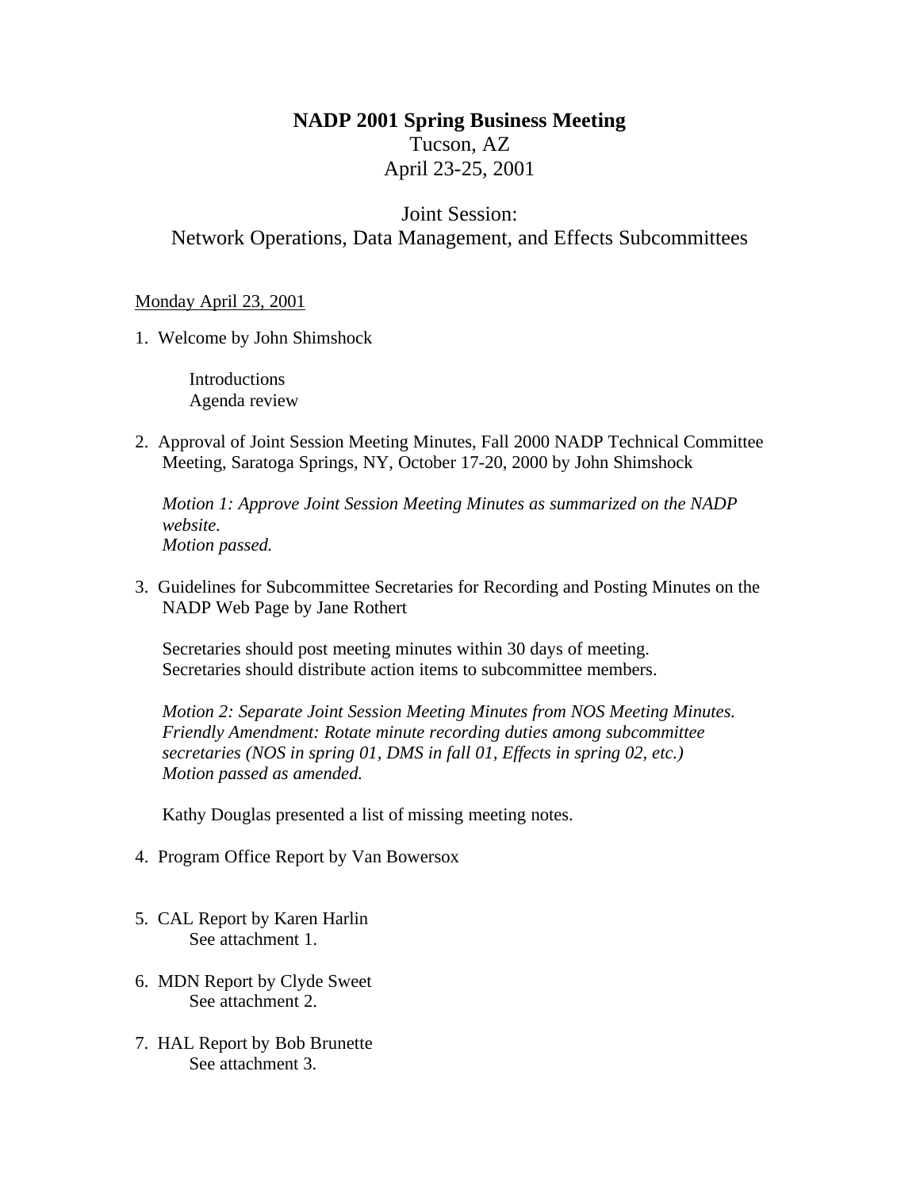# NADP 2001 Spring Business Meeting

Tucson, AZ
April 23-25, 2001

## Joint Session:
## Network Operations, Data Management, and Effects Subcommittees

Monday April 23, 2001

1. Welcome by John Shimshock

   Introductions
   Agenda review

2. Approval of Joint Session Meeting Minutes, Fall 2000 NADP Technical Committee Meeting, Saratoga Springs, NY, October 17-20, 2000 by John Shimshock

   *Motion 1: Approve Joint Session Meeting Minutes as summarized on the NADP website.*
   *Motion passed.*

3. Guidelines for Subcommittee Secretaries for Recording and Posting Minutes on the NADP Web Page by Jane Rothert

   Secretaries should post meeting minutes within 30 days of meeting.
   Secretaries should distribute action items to subcommittee members.

   *Motion 2: Separate Joint Session Meeting Minutes from NOS Meeting Minutes.*
   *Friendly Amendment: Rotate minute recording duties among subcommittee secretaries (NOS in spring 01, DMS in fall 01, Effects in spring 02, etc.)*
   *Motion passed as amended.*

   Kathy Douglas presented a list of missing meeting notes.

4. Program Office Report by Van Bowersox

5. CAL Report by Karen Harlin
   See attachment 1.

6. MDN Report by Clyde Sweet
   See attachment 2.

7. HAL Report by Bob Brunette
   See attachment 3.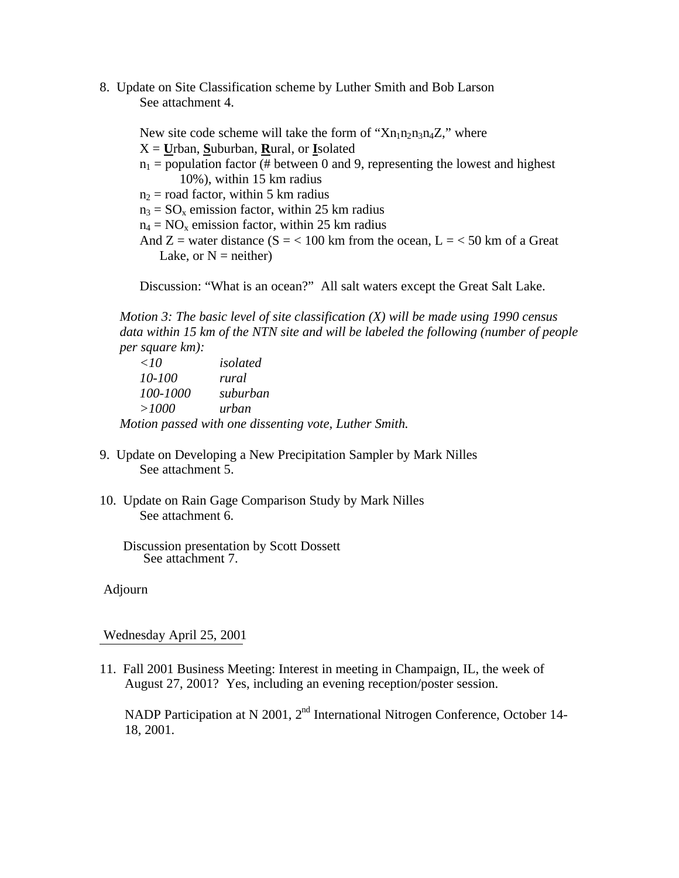8. Update on Site Classification scheme by Luther Smith and Bob Larson
   See attachment 4.

   New site code scheme will take the form of "$Xn_1n_2n_3n_4Z$," where
   X = **U**rban, **S**uburban, **R**ural, or **I**solated
   $n_1$ = population factor (# between 0 and 9, representing the lowest and highest 10%), within 15 km radius
   $n_2$ = road factor, within 5 km radius
   $n_3$ = $SO_x$ emission factor, within 25 km radius
   $n_4$ = $NO_x$ emission factor, within 25 km radius
   And Z = water distance (S = < 100 km from the ocean, L = < 50 km of a Great Lake, or N = neither)

   Discussion: "What is an ocean?" All salt waters except the Great Salt Lake.

   *Motion 3: The basic level of site classification (X) will be made using 1990 census data within 15 km of the NTN site and will be labeled the following (number of people per square km):*

   | | |
   |---|---|
   | *<10* | *isolated* |
   | *10-100* | *rural* |
   | *100-1000* | *suburban* |
   | *>1000* | *urban* |

   *Motion passed with one dissenting vote, Luther Smith.*

9. Update on Developing a New Precipitation Sampler by Mark Nilles
   See attachment 5.

10. Update on Rain Gage Comparison Study by Mark Nilles
    See attachment 6.

    Discussion presentation by Scott Dossett
    See attachment 7.

Adjourn

Wednesday April 25, 2001

11. Fall 2001 Business Meeting: Interest in meeting in Champaign, IL, the week of August 27, 2001? Yes, including an evening reception/poster session.

    NADP Participation at N 2001, 2nd International Nitrogen Conference, October 14-18, 2001.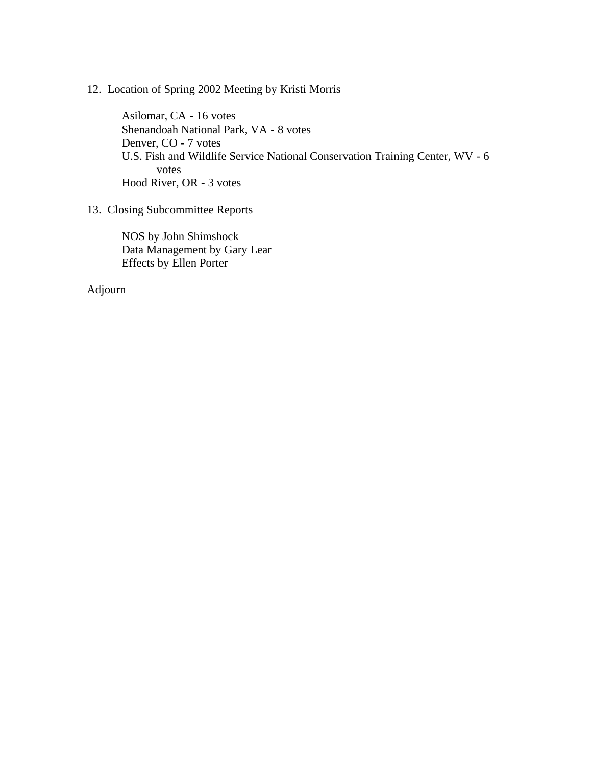12. Location of Spring 2002 Meeting by Kristi Morris

    Asilomar, CA - 16 votes
    Shenandoah National Park, VA - 8 votes
    Denver, CO - 7 votes
    U.S. Fish and Wildlife Service National Conservation Training Center, WV - 6 votes
    Hood River, OR - 3 votes

13. Closing Subcommittee Reports

    NOS by John Shimshock
    Data Management by Gary Lear
    Effects by Ellen Porter

Adjourn